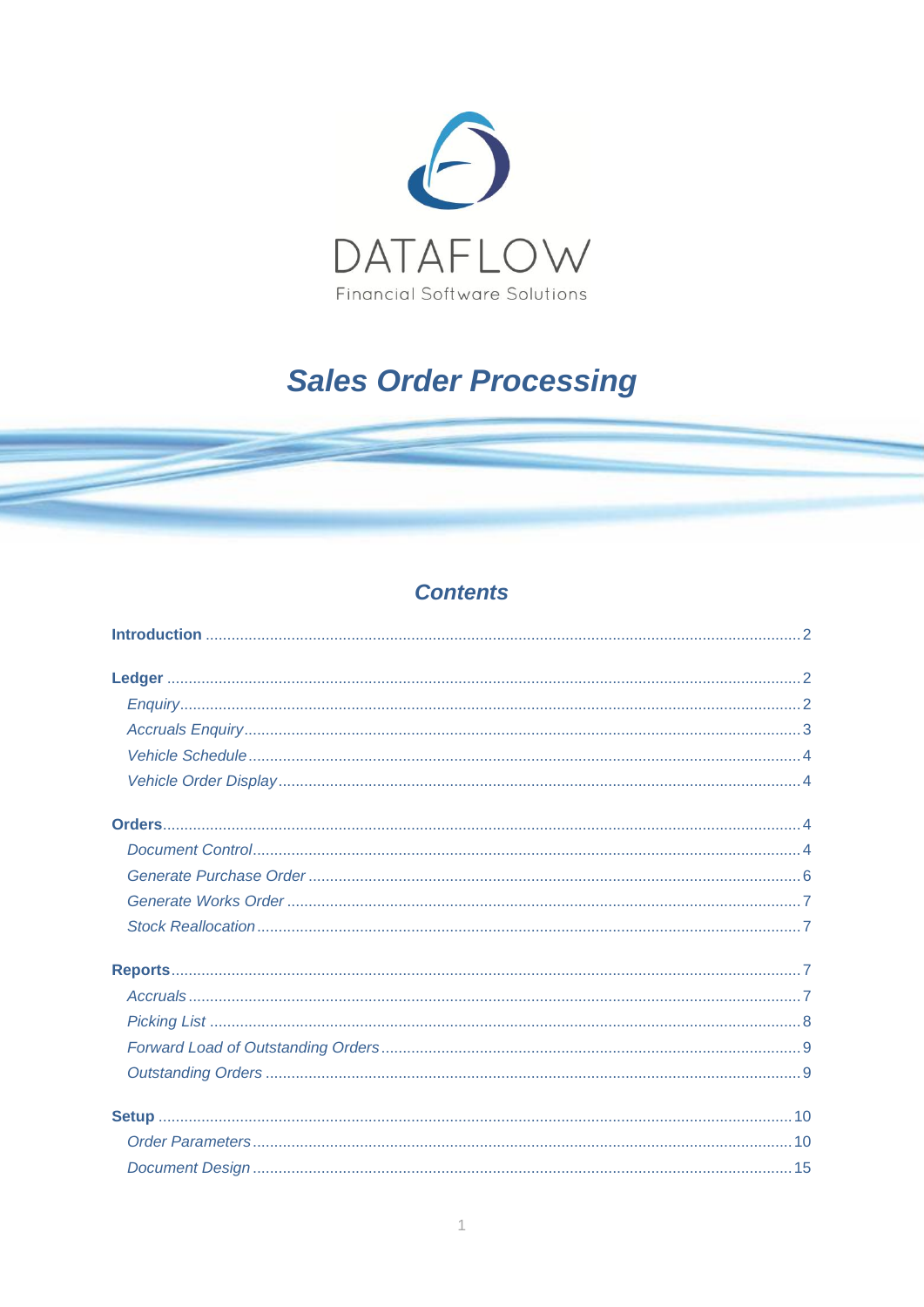DATAFLOW

Financial Software Solutions

# *Sales Order Processing*

## *Contents*

**Introduction** ........................................................................................................ 2

**Ledger** ................................................................................................................. 2
- *Enquiry* ............................................................................................................. 2
- *Accruals Enquiry* ................................................................................................ 3
- *Vehicle Schedule* ............................................................................................... 4
- *Vehicle Order Display* ....................................................................................... 4

**Orders** ................................................................................................................. 4
- *Document Control* .............................................................................................. 4
- *Generate Purchase Order* .................................................................................. 6
- *Generate Works Order* ...................................................................................... 7
- *Stock Reallocation* ............................................................................................ 7

**Reports** ............................................................................................................... 7
- *Accruals* ............................................................................................................ 7
- *Picking List* ....................................................................................................... 8
- *Forward Load of Outstanding Orders* ................................................................ 9
- *Outstanding Orders* ........................................................................................... 9

**Setup** ................................................................................................................. 10
- *Order Parameters* ............................................................................................ 10
- *Document Design* ............................................................................................ 15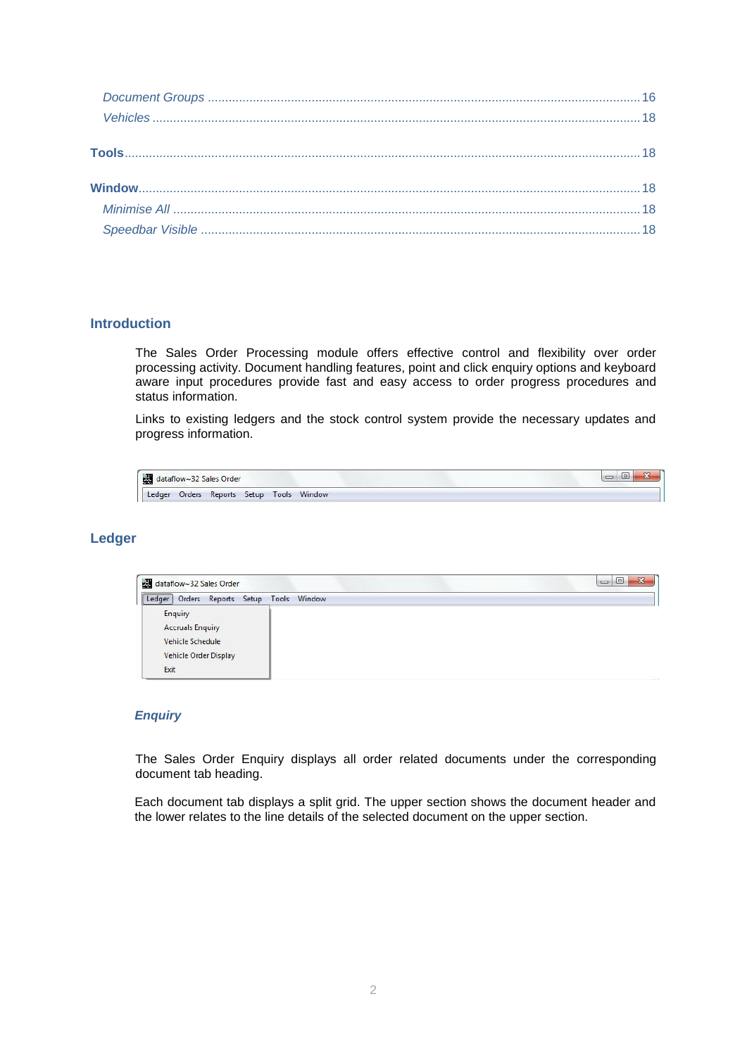*Document Groups* ............................................................................................................................ 16
*Vehicles* ........................................................................................................................................ 18

**Tools** ............................................................................................................................................. 18

**Window** ......................................................................................................................................... 18
*Minimise All* ................................................................................................................................... 18
*Speedbar Visible* ............................................................................................................................ 18

## Introduction

The Sales Order Processing module offers effective control and flexibility over order processing activity. Document handling features, point and click enquiry options and keyboard aware input procedures provide fast and easy access to order progress procedures and status information.

Links to existing ledgers and the stock control system provide the necessary updates and progress information.

## Ledger

### *Enquiry*

The Sales Order Enquiry displays all order related documents under the corresponding document tab heading.

Each document tab displays a split grid. The upper section shows the document header and the lower relates to the line details of the selected document on the upper section.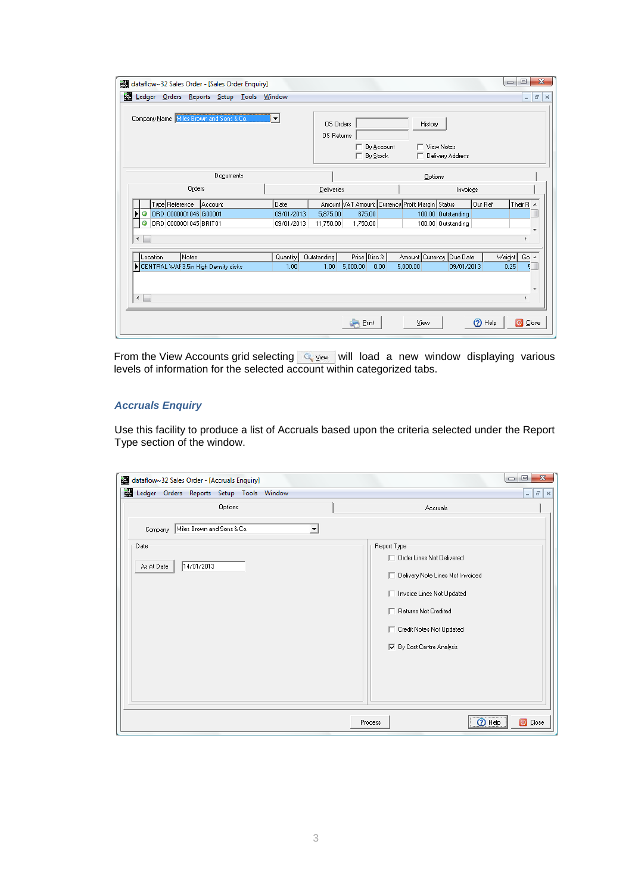From the View Accounts grid selecting View will load a new window displaying various levels of information for the selected account within categorized tabs.

### *Accruals Enquiry*

Use this facility to produce a list of Accruals based upon the criteria selected under the Report Type section of the window.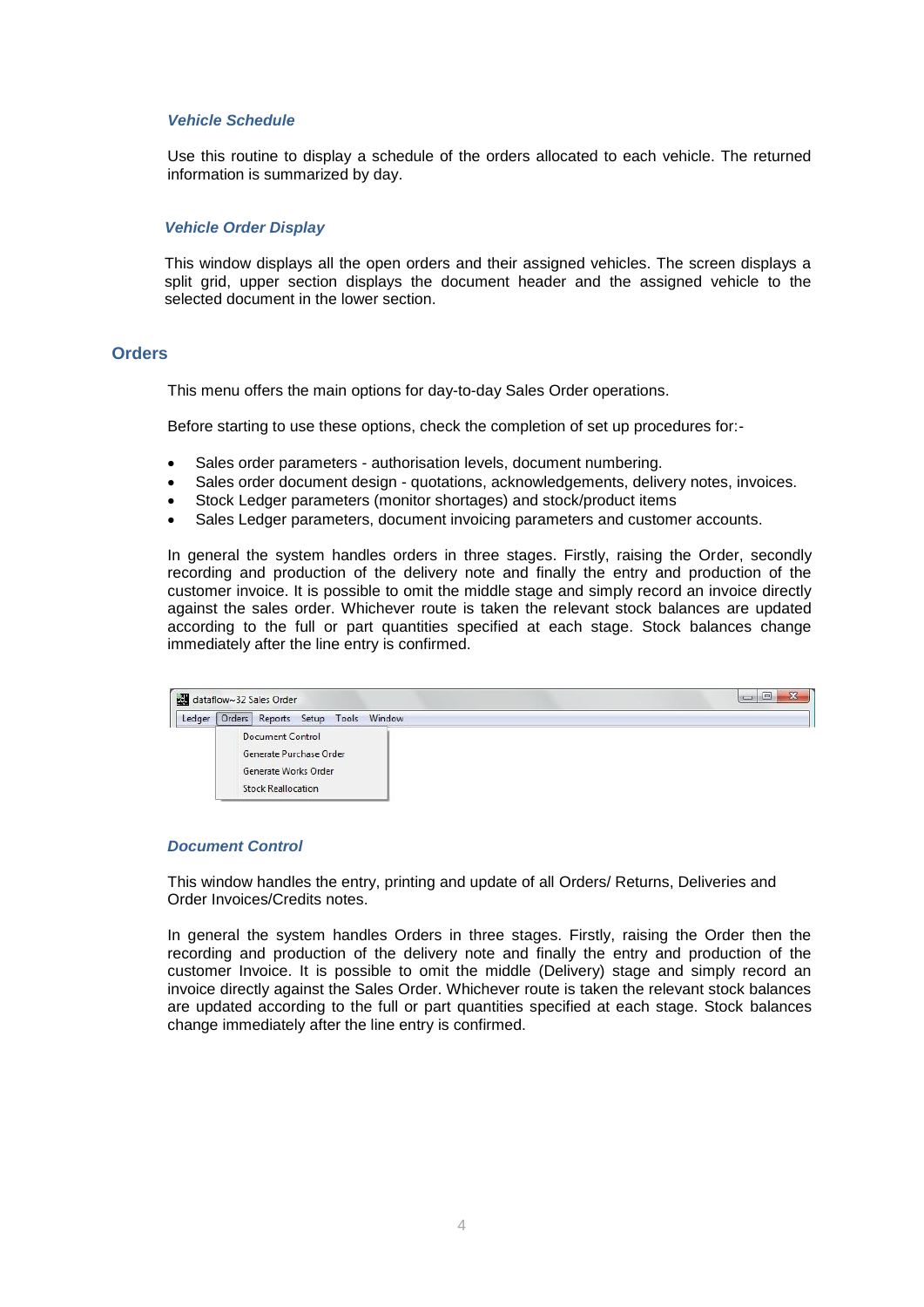### *Vehicle Schedule*

Use this routine to display a schedule of the orders allocated to each vehicle. The returned information is summarized by day.

### *Vehicle Order Display*

This window displays all the open orders and their assigned vehicles. The screen displays a split grid, upper section displays the document header and the assigned vehicle to the selected document in the lower section.

## Orders

This menu offers the main options for day-to-day Sales Order operations.

Before starting to use these options, check the completion of set up procedures for:-

- Sales order parameters - authorisation levels, document numbering.
- Sales order document design - quotations, acknowledgements, delivery notes, invoices.
- Stock Ledger parameters (monitor shortages) and stock/product items
- Sales Ledger parameters, document invoicing parameters and customer accounts.

In general the system handles orders in three stages. Firstly, raising the Order, secondly recording and production of the delivery note and finally the entry and production of the customer invoice. It is possible to omit the middle stage and simply record an invoice directly against the sales order. Whichever route is taken the relevant stock balances are updated according to the full or part quantities specified at each stage. Stock balances change immediately after the line entry is confirmed.

### *Document Control*

This window handles the entry, printing and update of all Orders/ Returns, Deliveries and Order Invoices/Credits notes.

In general the system handles Orders in three stages. Firstly, raising the Order then the recording and production of the delivery note and finally the entry and production of the customer Invoice. It is possible to omit the middle (Delivery) stage and simply record an invoice directly against the Sales Order. Whichever route is taken the relevant stock balances are updated according to the full or part quantities specified at each stage. Stock balances change immediately after the line entry is confirmed.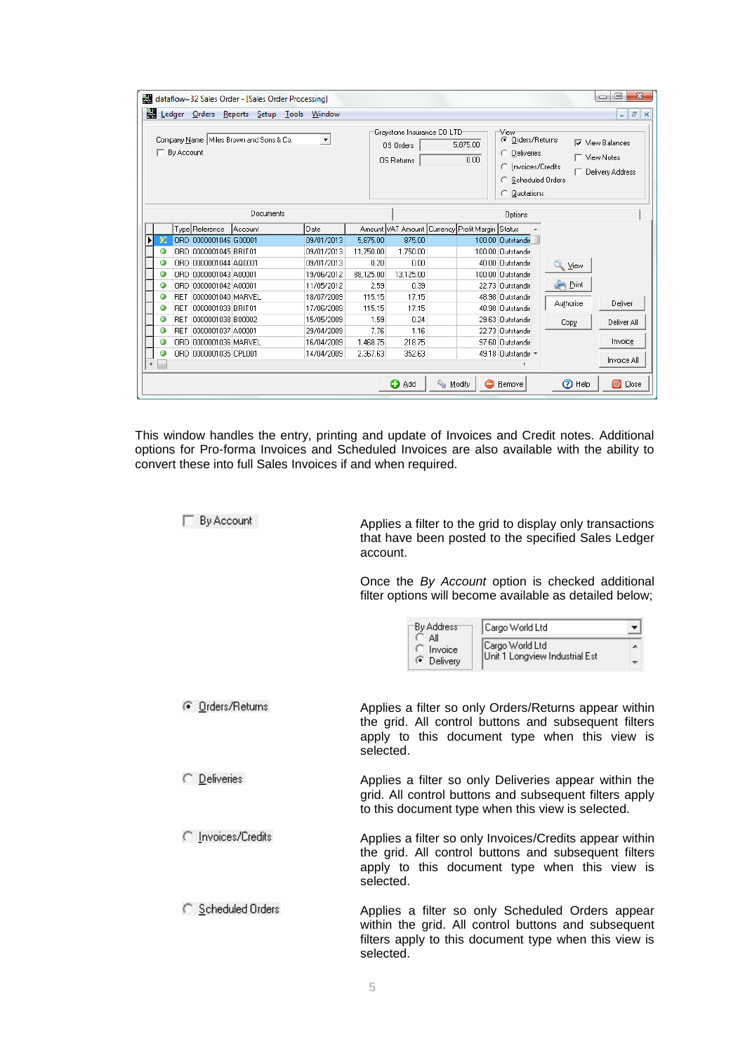This window handles the entry, printing and update of Invoices and Credit notes. Additional options for Pro-forma Invoices and Scheduled Invoices are also available with the ability to convert these into full Sales Invoices if and when required.

| | |
|---|---|
| By Account | Applies a filter to the grid to display only transactions that have been posted to the specified Sales Ledger account.<br><br>Once the *By Account* option is checked additional filter options will become available as detailed below; |
| Orders/Returns | Applies a filter so only Orders/Returns appear within the grid. All control buttons and subsequent filters apply to this document type when this view is selected. |
| Deliveries | Applies a filter so only Deliveries appear within the grid. All control buttons and subsequent filters apply to this document type when this view is selected. |
| Invoices/Credits | Applies a filter so only Invoices/Credits appear within the grid. All control buttons and subsequent filters apply to this document type when this view is selected. |
| Scheduled Orders | Applies a filter so only Scheduled Orders appear within the grid. All control buttons and subsequent filters apply to this document type when this view is selected. |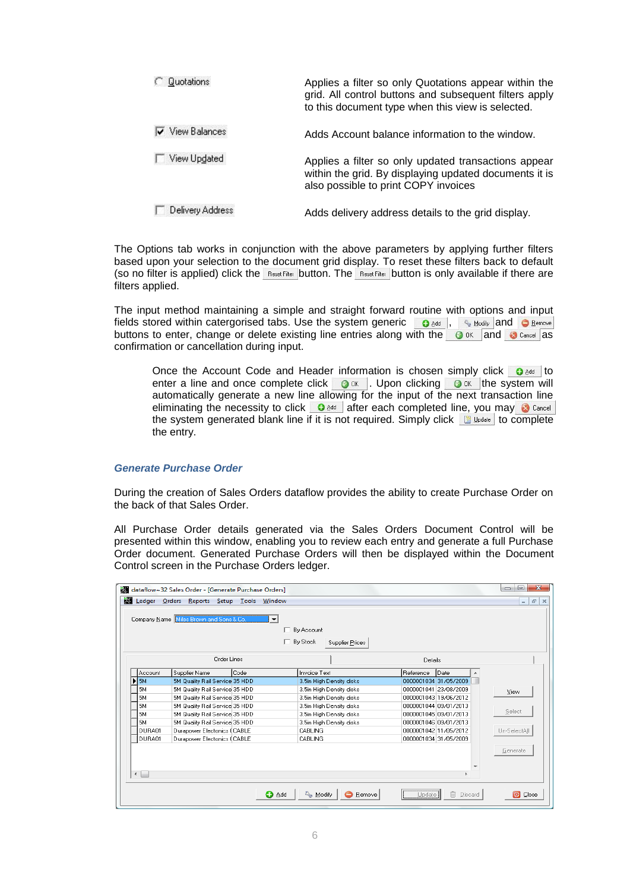| | |
|---|---|
| Quotations | Applies a filter so only Quotations appear within the grid. All control buttons and subsequent filters apply to this document type when this view is selected. |
| View Balances | Adds Account balance information to the window. |
| View Updated | Applies a filter so only updated transactions appear within the grid. By displaying updated documents it is also possible to print COPY invoices |
| Delivery Address | Adds delivery address details to the grid display. |

The Options tab works in conjunction with the above parameters by applying further filters based upon your selection to the document grid display. To reset these filters back to default (so no filter is applied) click the Reset Filter button. The Reset Filter button is only available if there are filters applied.

The input method maintaining a simple and straight forward routine with options and input fields stored within catergorised tabs. Use the system generic Add, Modify and Remove buttons to enter, change or delete existing line entries along with the OK and Cancel as confirmation or cancellation during input.

> Once the Account Code and Header information is chosen simply click Add to enter a line and once complete click OK. Upon clicking OK the system will automatically generate a new line allowing for the input of the next transaction line eliminating the necessity to click Add after each completed line, you may Cancel the system generated blank line if it is not required. Simply click Update to complete the entry.

### *Generate Purchase Order*

During the creation of Sales Orders dataflow provides the ability to create Purchase Order on the back of that Sales Order.

All Purchase Order details generated via the Sales Orders Document Control will be presented within this window, enabling you to review each entry and generate a full Purchase Order document. Generated Purchase Orders will then be displayed within the Document Control screen in the Purchase Orders ledger.

dataflow~32 Sales Order - [Generate Purchase Orders]

Ledger Orders Reports Setup Tools Window

Company Name: Miles Brown and Sons & Co.

By Account

By Stock

Supplier Prices

Order Lines | Details

| Account | Supplier Name | Code | Invoice Text | Reference | Date |
|---|---|---|---|---|---|
| 5M | 5M Quality Rail Service | 35 HDD | 3.5in High Density disks | 0000001034 | 31/05/2009 |
| 5M | 5M Quality Rail Service | 35 HDD | 3.5in High Density disks | 0000001041 | 23/08/2009 |
| 5M | 5M Quality Rail Service | 35 HDD | 3.5in High Density disks | 0000001043 | 19/06/2012 |
| 5M | 5M Quality Rail Service | 35 HDD | 3.5in High Density disks | 0000001044 | 09/01/2013 |
| 5M | 5M Quality Rail Service | 35 HDD | 3.5in High Density disks | 0000001045 | 09/01/2013 |
| 5M | 5M Quality Rail Service | 35 HDD | 3.5in High Density disks | 0000001046 | 09/01/2013 |
| DURA01 | Durapower Electronics ( | CABLE | CABLING | 0000001042 | 11/05/2012 |
| DURA01 | Durapower Electronics ( | CABLE | CABLING | 0000001034 | 31/05/2009 |

View | Select | Un-SelectAll | Generate

Add | Modify | Remove | Update | Discard | Close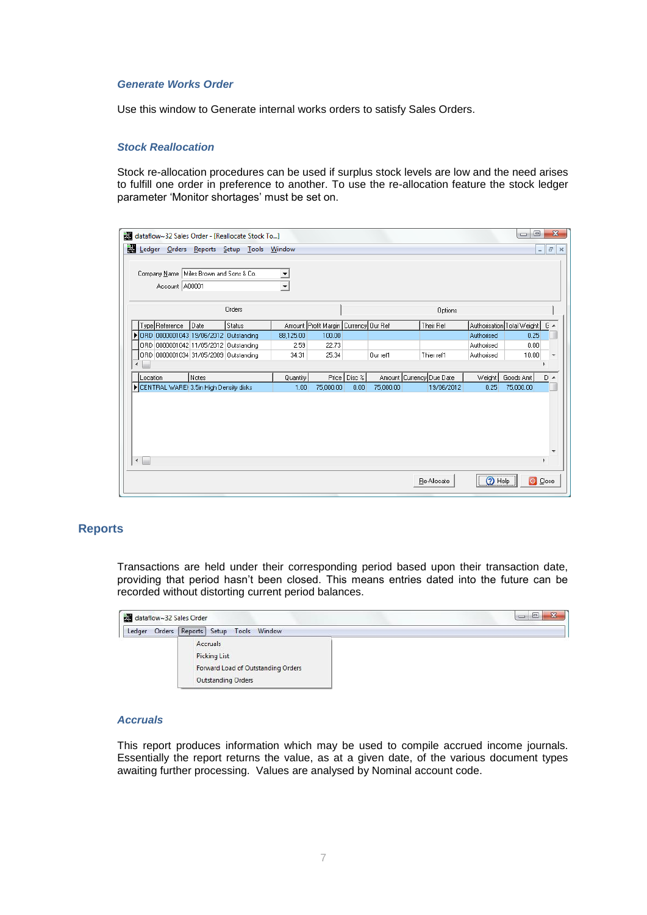### *Generate Works Order*

Use this window to Generate internal works orders to satisfy Sales Orders.

### *Stock Reallocation*

Stock re-allocation procedures can be used if surplus stock levels are low and the need arises to fulfill one order in preference to another. To use the re-allocation feature the stock ledger parameter 'Monitor shortages' must be set on.

## Reports

Transactions are held under their corresponding period based upon their transaction date, providing that period hasn't been closed. This means entries dated into the future can be recorded without distorting current period balances.

### *Accruals*

This report produces information which may be used to compile accrued income journals. Essentially the report returns the value, as at a given date, of the various document types awaiting further processing. Values are analysed by Nominal account code.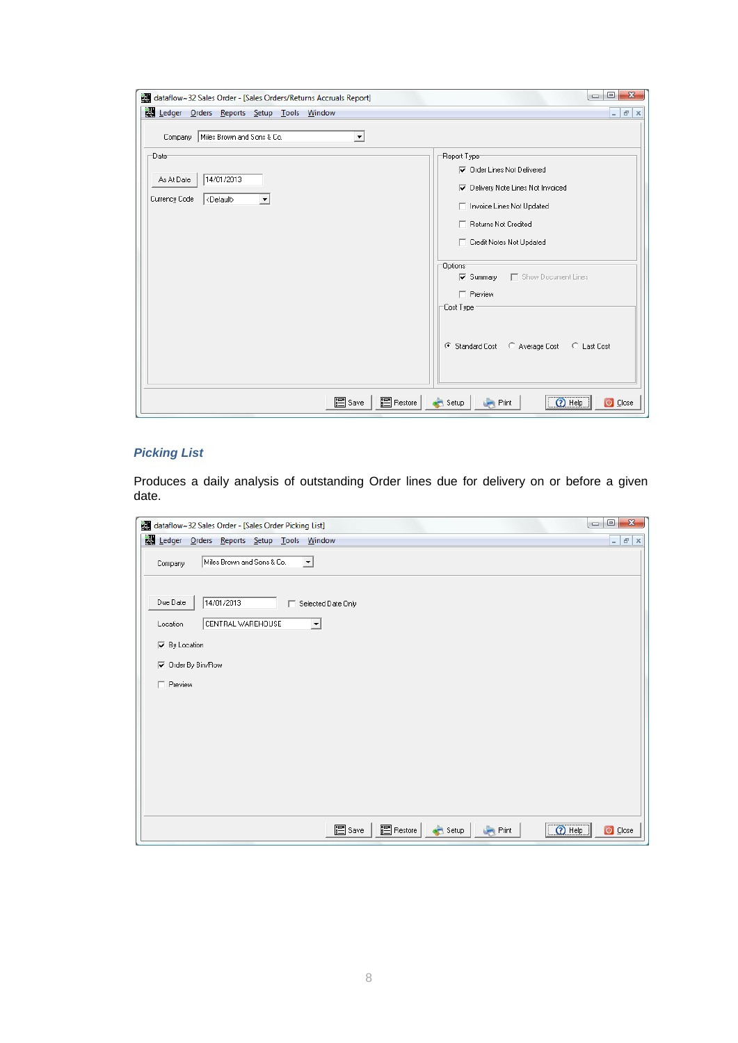### *Picking List*

Produces a daily analysis of outstanding Order lines due for delivery on or before a given date.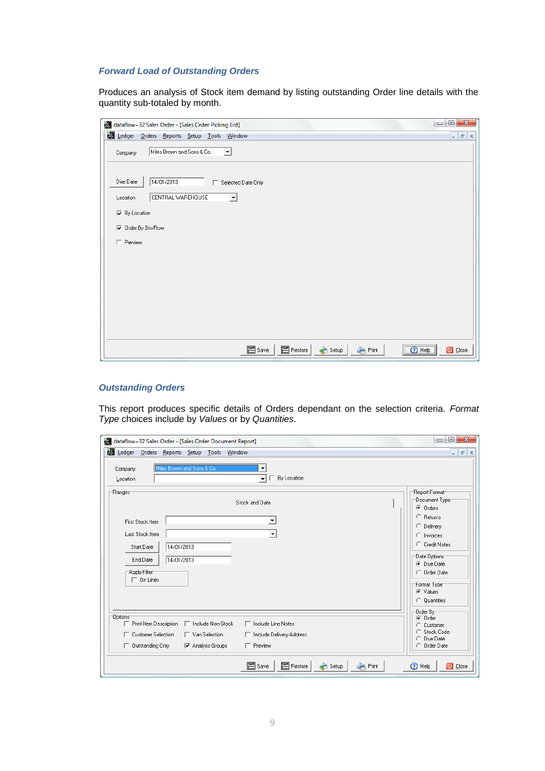### *Forward Load of Outstanding Orders*

Produces an analysis of Stock item demand by listing outstanding Order line details with the quantity sub-totaled by month.

### *Outstanding Orders*

This report produces specific details of Orders dependant on the selection criteria. *Format Type* choices include by *Values* or by *Quantities*.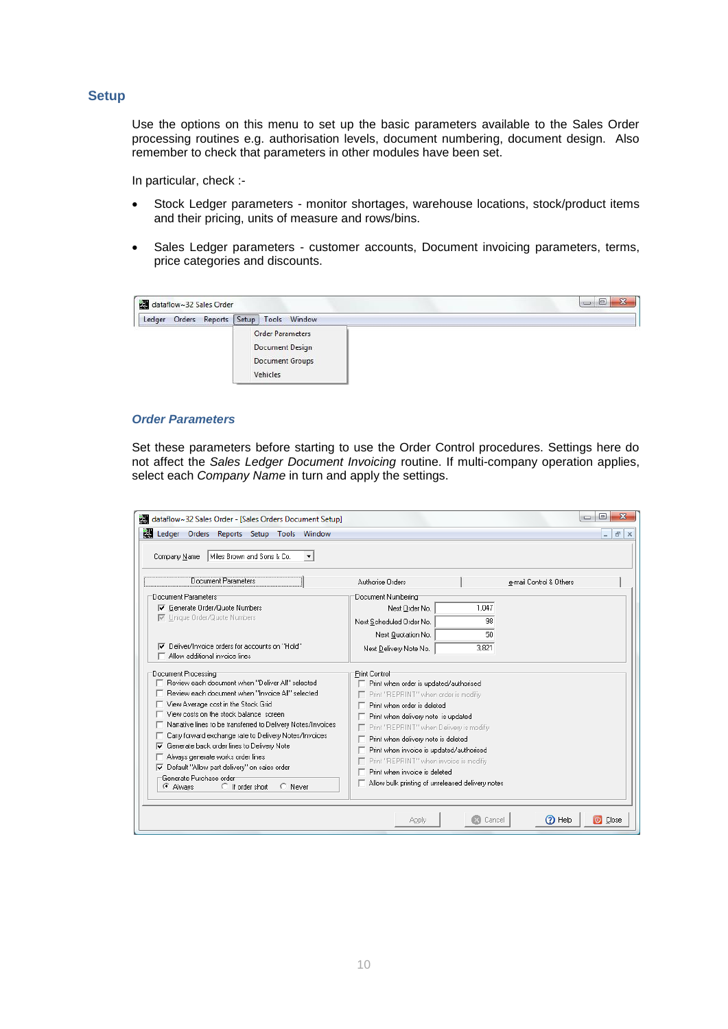## Setup

Use the options on this menu to set up the basic parameters available to the Sales Order processing routines e.g. authorisation levels, document numbering, document design. Also remember to check that parameters in other modules have been set.

In particular, check :-

- Stock Ledger parameters - monitor shortages, warehouse locations, stock/product items and their pricing, units of measure and rows/bins.
- Sales Ledger parameters - customer accounts, Document invoicing parameters, terms, price categories and discounts.

### *Order Parameters*

Set these parameters before starting to use the Order Control procedures. Settings here do not affect the *Sales Ledger Document Invoicing* routine. If multi-company operation applies, select each *Company Name* in turn and apply the settings.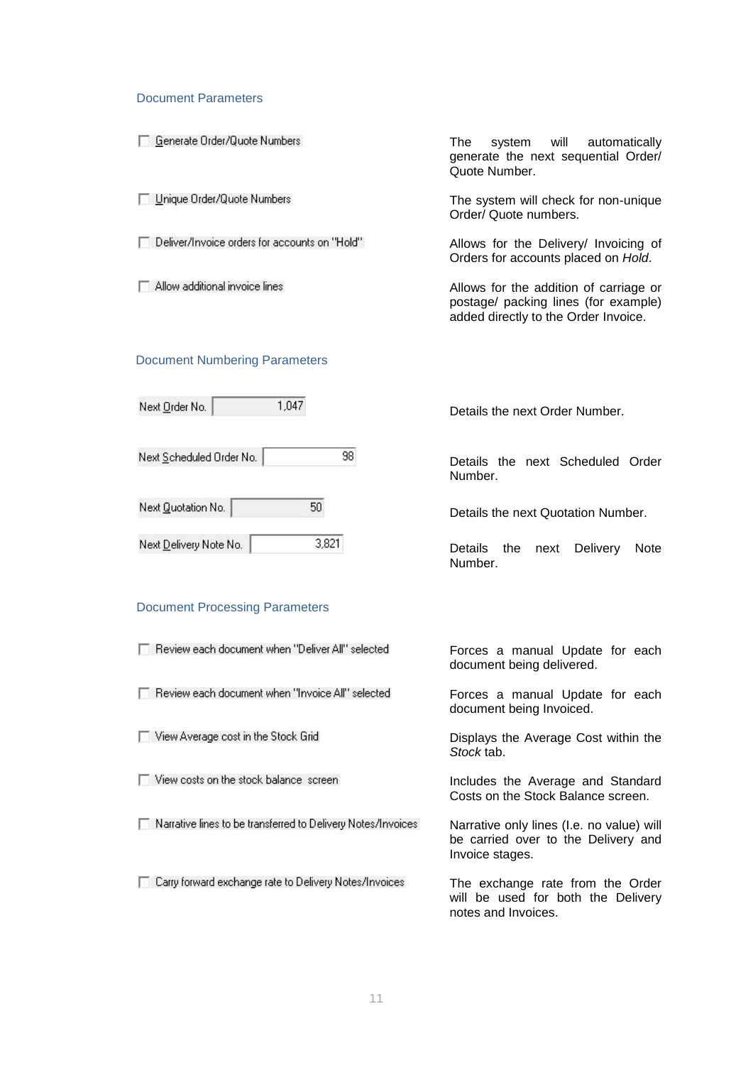## Document Parameters

| Setting | Description |
| --- | --- |
| ☐ Generate Order/Quote Numbers | The system will automatically generate the next sequential Order/ Quote Number. |
| ☐ Unique Order/Quote Numbers | The system will check for non-unique Order/ Quote numbers. |
| ☐ Deliver/Invoice orders for accounts on "Hold" | Allows for the Delivery/ Invoicing of Orders for accounts placed on *Hold*. |
| ☐ Allow additional invoice lines | Allows for the addition of carriage or postage/ packing lines (for example) added directly to the Order Invoice. |

## Document Numbering Parameters

| Setting | Value | Description |
| --- | --- | --- |
| Next Order No. | 1,047 | Details the next Order Number. |
| Next Scheduled Order No. | 98 | Details the next Scheduled Order Number. |
| Next Quotation No. | 50 | Details the next Quotation Number. |
| Next Delivery Note No. | 3,821 | Details the next Delivery Note Number. |

## Document Processing Parameters

| Setting | Description |
| --- | --- |
| ☐ Review each document when "Deliver All" selected | Forces a manual Update for each document being delivered. |
| ☐ Review each document when "Invoice All" selected | Forces a manual Update for each document being Invoiced. |
| ☐ View Average cost in the Stock Grid | Displays the Average Cost within the *Stock* tab. |
| ☐ View costs on the stock balance screen | Includes the Average and Standard Costs on the Stock Balance screen. |
| ☐ Narrative lines to be transferred to Delivery Notes/Invoices | Narrative only lines (I.e. no value) will be carried over to the Delivery and Invoice stages. |
| ☐ Carry forward exchange rate to Delivery Notes/Invoices | The exchange rate from the Order will be used for both the Delivery notes and Invoices. |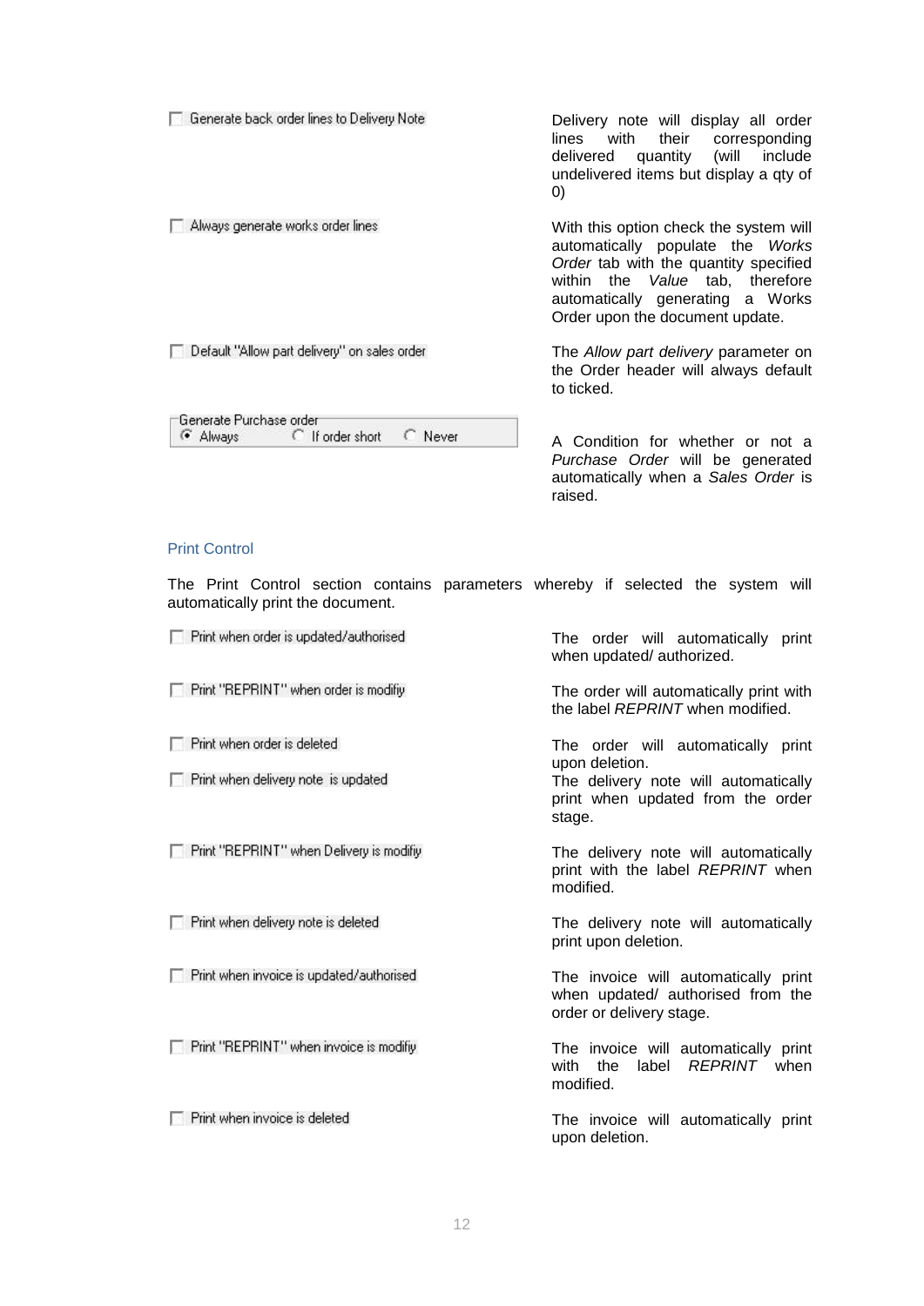| Option | Description |
| --- | --- |
| ☐ Generate back order lines to Delivery Note | Delivery note will display all order lines with their corresponding delivered quantity (will include undelivered items but display a qty of 0) |
| ☐ Always generate works order lines | With this option check the system will automatically populate the *Works Order* tab with the quantity specified within the *Value* tab, therefore automatically generating a Works Order upon the document update. |
| ☐ Default "Allow part delivery" on sales order | The *Allow part delivery* parameter on the Order header will always default to ticked. |
| Generate Purchase order: ◉ Always ○ If order short ○ Never | A Condition for whether or not a *Purchase Order* will be generated automatically when a *Sales Order* is raised. |

## Print Control

The Print Control section contains parameters whereby if selected the system will automatically print the document.

| Option | Description |
| --- | --- |
| ☐ Print when order is updated/authorised | The order will automatically print when updated/ authorized. |
| ☐ Print "REPRINT" when order is modifiy | The order will automatically print with the label *REPRINT* when modified. |
| ☐ Print when order is deleted | The order will automatically print upon deletion. |
| ☐ Print when delivery note is updated | The delivery note will automatically print when updated from the order stage. |
| ☐ Print "REPRINT" when Delivery is modifiy | The delivery note will automatically print with the label *REPRINT* when modified. |
| ☐ Print when delivery note is deleted | The delivery note will automatically print upon deletion. |
| ☐ Print when invoice is updated/authorised | The invoice will automatically print when updated/ authorised from the order or delivery stage. |
| ☐ Print "REPRINT" when invoice is modifiy | The invoice will automatically print with the label *REPRINT* when modified. |
| ☐ Print when invoice is deleted | The invoice will automatically print upon deletion. |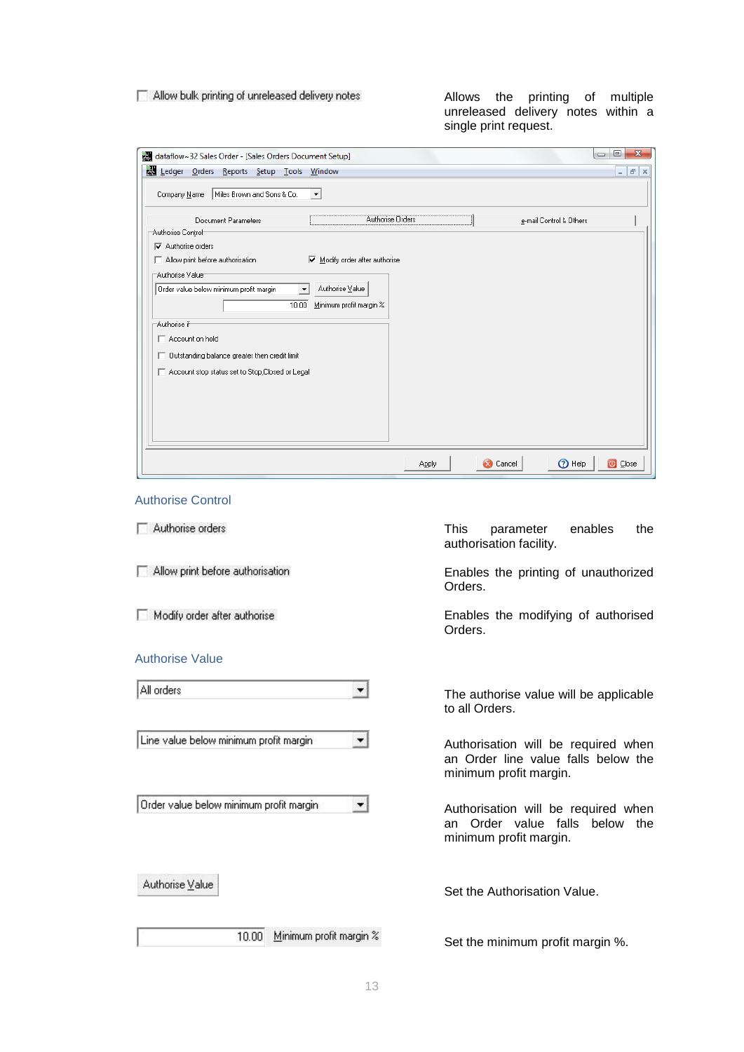| | |
|---|---|
| ☐ Allow bulk printing of unreleased delivery notes | Allows the printing of multiple unreleased delivery notes within a single print request. |

## Authorise Control

| | |
|---|---|
| ☐ Authorise orders | This parameter enables the authorisation facility. |
| ☐ Allow print before authorisation | Enables the printing of unauthorized Orders. |
| ☐ Modify order after authorise | Enables the modifying of authorised Orders. |

## Authorise Value

| | |
|---|---|
| All orders | The authorise value will be applicable to all Orders. |
| Line value below minimum profit margin | Authorisation will be required when an Order line value falls below the minimum profit margin. |
| Order value below minimum profit margin | Authorisation will be required when an Order value falls below the minimum profit margin. |
| Authorise Value | Set the Authorisation Value. |
| 10.00 Minimum profit margin % | Set the minimum profit margin %. |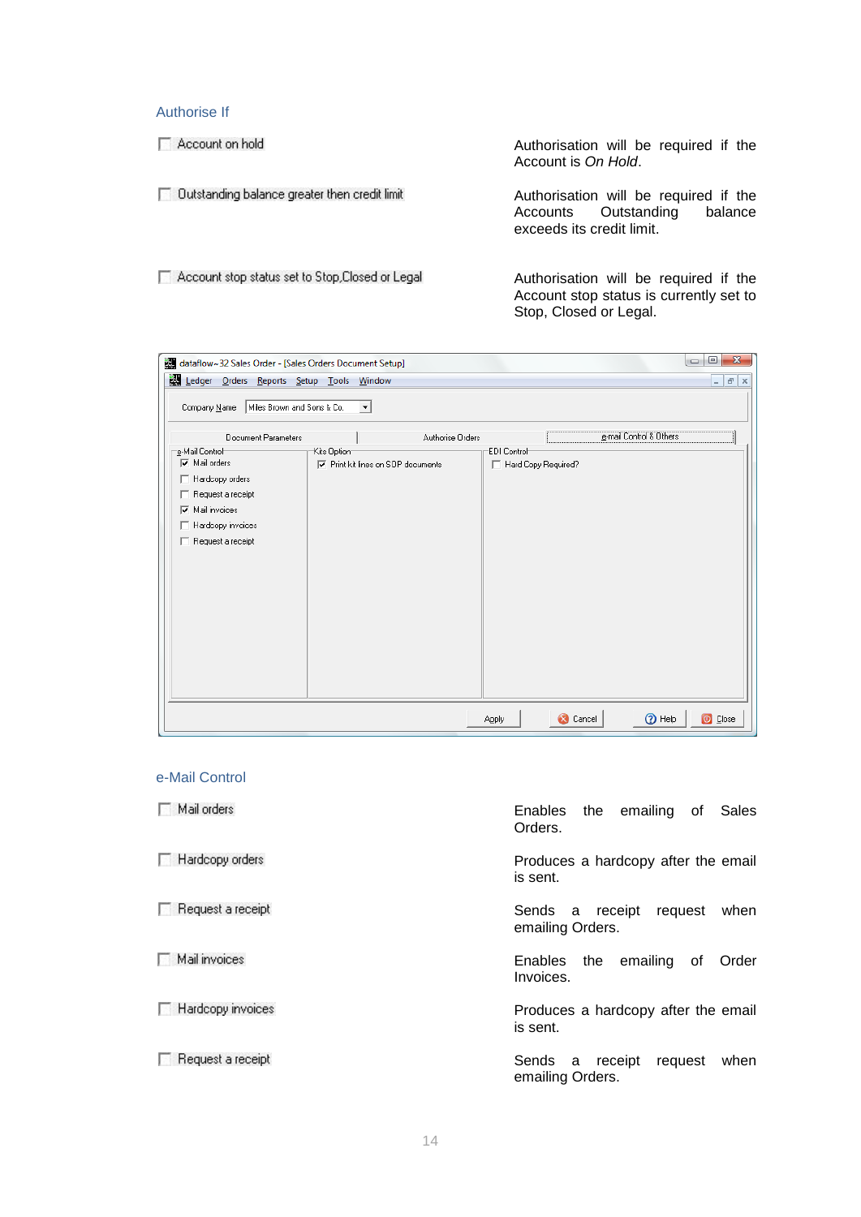## Authorise If

☐ Account on hold

Authorisation will be required if the Account is *On Hold*.

☐ Outstanding balance greater then credit limit

Authorisation will be required if the Accounts Outstanding balance exceeds its credit limit.

☐ Account stop status set to Stop,Closed or Legal

Authorisation will be required if the Account stop status is currently set to Stop, Closed or Legal.

## e-Mail Control

☐ Mail orders

Enables the emailing of Sales Orders.

☐ Hardcopy orders

Produces a hardcopy after the email is sent.

☐ Request a receipt

Sends a receipt request when emailing Orders.

☐ Mail invoices

Enables the emailing of Order Invoices.

☐ Hardcopy invoices

Produces a hardcopy after the email is sent.

☐ Request a receipt

Sends a receipt request when emailing Orders.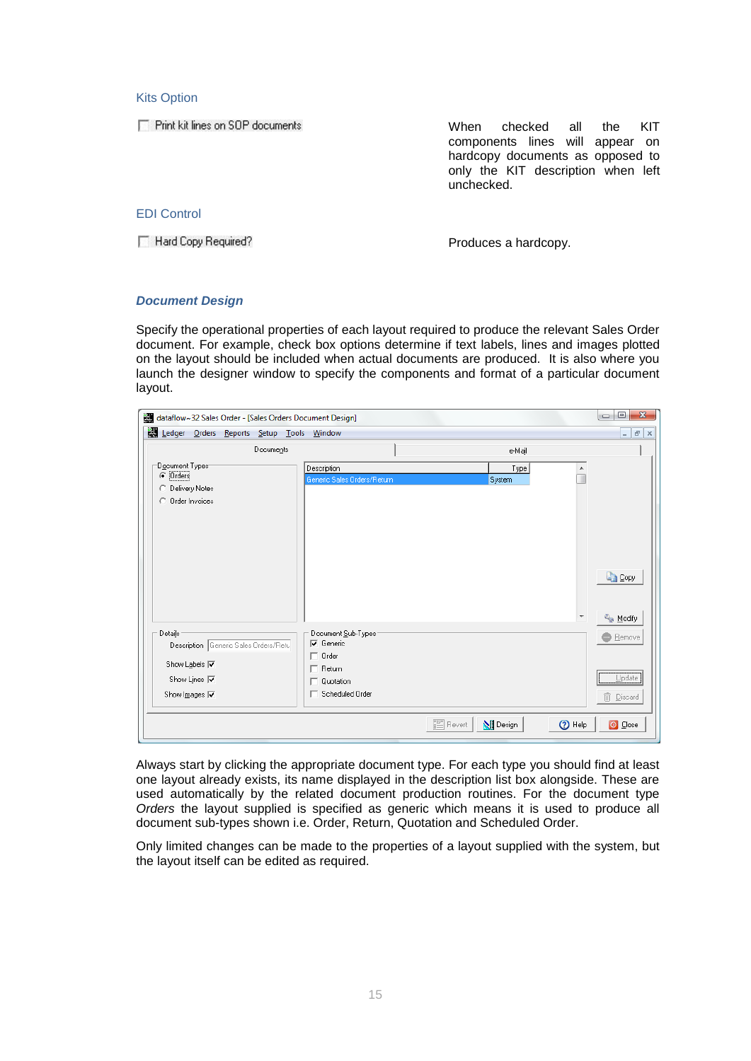### Kits Option

☐ Print kit lines on SOP documents

When checked all the KIT components lines will appear on hardcopy documents as opposed to only the KIT description when left unchecked.

### EDI Control

☐ Hard Copy Required?

Produces a hardcopy.

### ***Document Design***

Specify the operational properties of each layout required to produce the relevant Sales Order document. For example, check box options determine if text labels, lines and images plotted on the layout should be included when actual documents are produced. It is also where you launch the designer window to specify the components and format of a particular document layout.

Always start by clicking the appropriate document type. For each type you should find at least one layout already exists, its name displayed in the description list box alongside. These are used automatically by the related document production routines. For the document type *Orders* the layout supplied is specified as generic which means it is used to produce all document sub-types shown i.e. Order, Return, Quotation and Scheduled Order.

Only limited changes can be made to the properties of a layout supplied with the system, but the layout itself can be edited as required.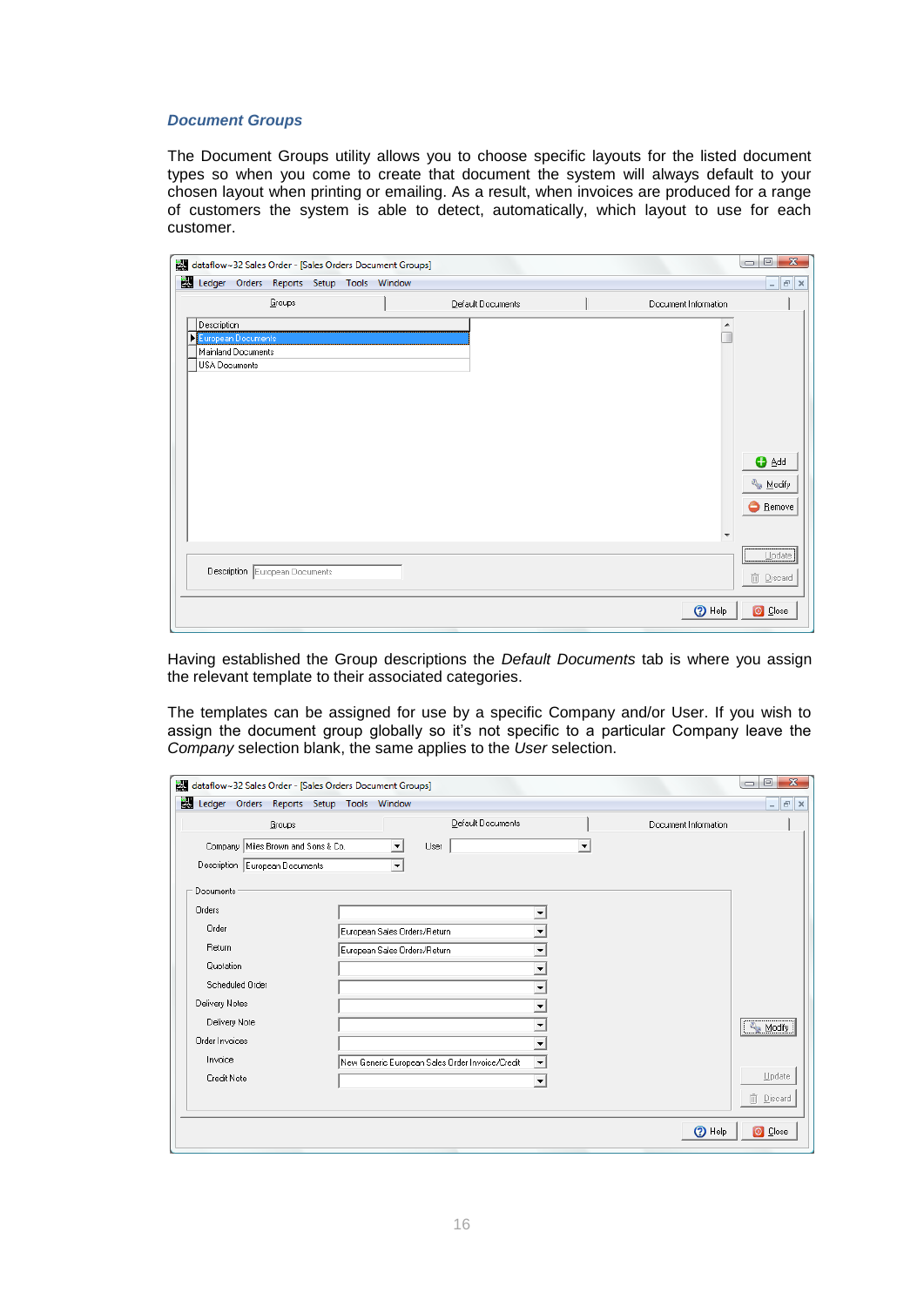### *Document Groups*

The Document Groups utility allows you to choose specific layouts for the listed document types so when you come to create that document the system will always default to your chosen layout when printing or emailing. As a result, when invoices are produced for a range of customers the system is able to detect, automatically, which layout to use for each customer.

Having established the Group descriptions the *Default Documents* tab is where you assign the relevant template to their associated categories.

The templates can be assigned for use by a specific Company and/or User. If you wish to assign the document group globally so it's not specific to a particular Company leave the *Company* selection blank, the same applies to the *User* selection.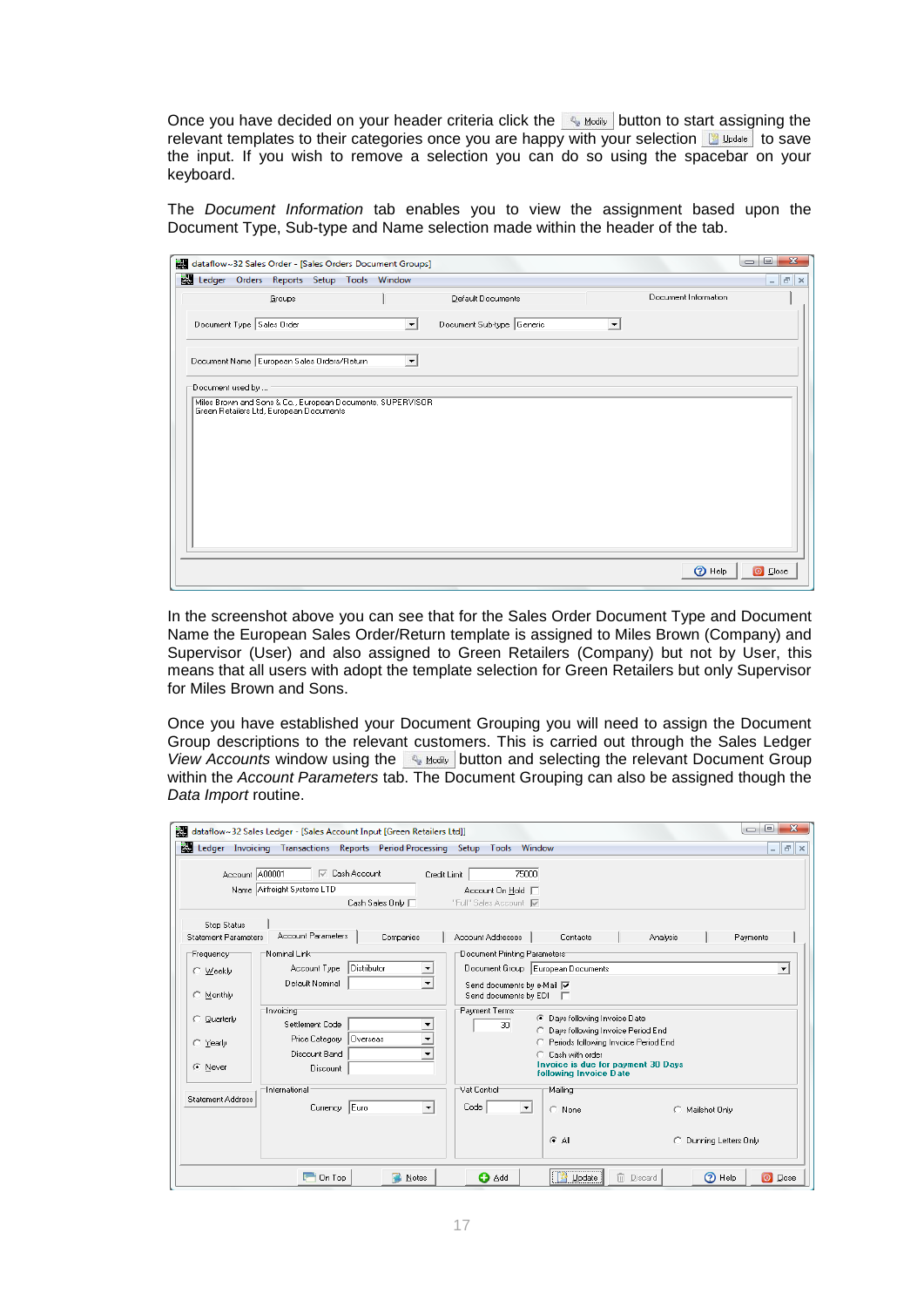Once you have decided on your header criteria click the Modify button to start assigning the relevant templates to their categories once you are happy with your selection Update to save the input. If you wish to remove a selection you can do so using the spacebar on your keyboard.

The *Document Information* tab enables you to view the assignment based upon the Document Type, Sub-type and Name selection made within the header of the tab.

In the screenshot above you can see that for the Sales Order Document Type and Document Name the European Sales Order/Return template is assigned to Miles Brown (Company) and Supervisor (User) and also assigned to Green Retailers (Company) but not by User, this means that all users with adopt the template selection for Green Retailers but only Supervisor for Miles Brown and Sons.

Once you have established your Document Grouping you will need to assign the Document Group descriptions to the relevant customers. This is carried out through the Sales Ledger *View Accounts* window using the Modify button and selecting the relevant Document Group within the *Account Parameters* tab. The Document Grouping can also be assigned though the *Data Import* routine.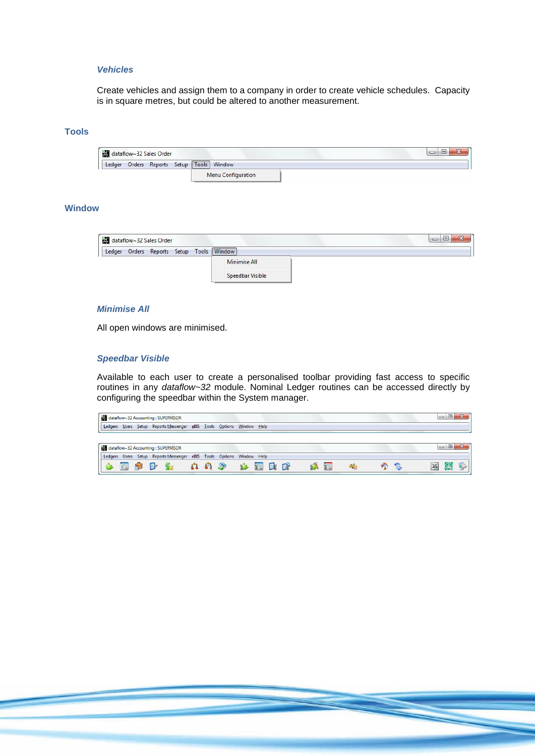### *Vehicles*

Create vehicles and assign them to a company in order to create vehicle schedules. Capacity is in square metres, but could be altered to another measurement.

## Tools

## Window

### *Minimise All*

All open windows are minimised.

### *Speedbar Visible*

Available to each user to create a personalised toolbar providing fast access to specific routines in any *dataflow~32* module. Nominal Ledger routines can be accessed directly by configuring the speedbar within the System manager.